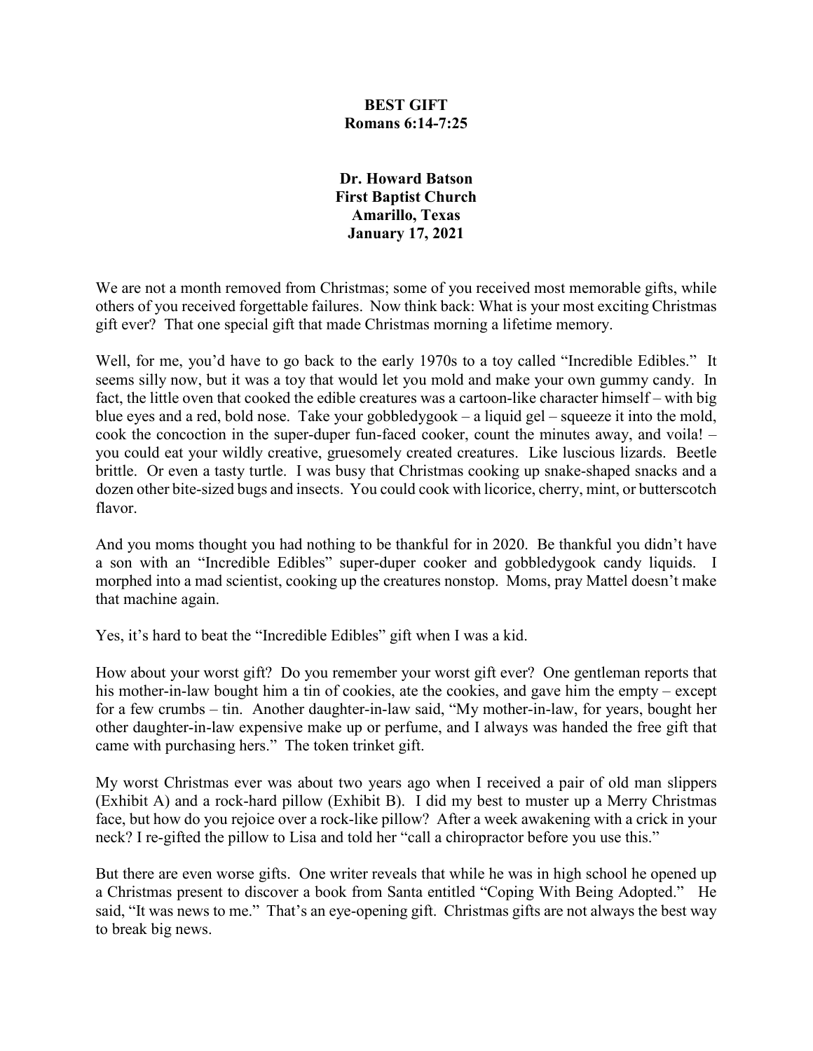**BEST GIFT**
**Romans 6:14-7:25**

**Dr. Howard Batson**
**First Baptist Church**
**Amarillo, Texas**
**January 17, 2021**

We are not a month removed from Christmas; some of you received most memorable gifts, while others of you received forgettable failures. Now think back: What is your most exciting Christmas gift ever? That one special gift that made Christmas morning a lifetime memory.

Well, for me, you'd have to go back to the early 1970s to a toy called "Incredible Edibles." It seems silly now, but it was a toy that would let you mold and make your own gummy candy. In fact, the little oven that cooked the edible creatures was a cartoon-like character himself – with big blue eyes and a red, bold nose. Take your gobbledygook – a liquid gel – squeeze it into the mold, cook the concoction in the super-duper fun-faced cooker, count the minutes away, and voila! – you could eat your wildly creative, gruesomely created creatures. Like luscious lizards. Beetle brittle. Or even a tasty turtle. I was busy that Christmas cooking up snake-shaped snacks and a dozen other bite-sized bugs and insects. You could cook with licorice, cherry, mint, or butterscotch flavor.

And you moms thought you had nothing to be thankful for in 2020. Be thankful you didn't have a son with an "Incredible Edibles" super-duper cooker and gobbledygook candy liquids. I morphed into a mad scientist, cooking up the creatures nonstop. Moms, pray Mattel doesn't make that machine again.

Yes, it's hard to beat the "Incredible Edibles" gift when I was a kid.

How about your worst gift? Do you remember your worst gift ever? One gentleman reports that his mother-in-law bought him a tin of cookies, ate the cookies, and gave him the empty – except for a few crumbs – tin. Another daughter-in-law said, "My mother-in-law, for years, bought her other daughter-in-law expensive make up or perfume, and I always was handed the free gift that came with purchasing hers." The token trinket gift.

My worst Christmas ever was about two years ago when I received a pair of old man slippers (Exhibit A) and a rock-hard pillow (Exhibit B). I did my best to muster up a Merry Christmas face, but how do you rejoice over a rock-like pillow? After a week awakening with a crick in your neck? I re-gifted the pillow to Lisa and told her "call a chiropractor before you use this."

But there are even worse gifts. One writer reveals that while he was in high school he opened up a Christmas present to discover a book from Santa entitled "Coping With Being Adopted." He said, "It was news to me." That's an eye-opening gift. Christmas gifts are not always the best way to break big news.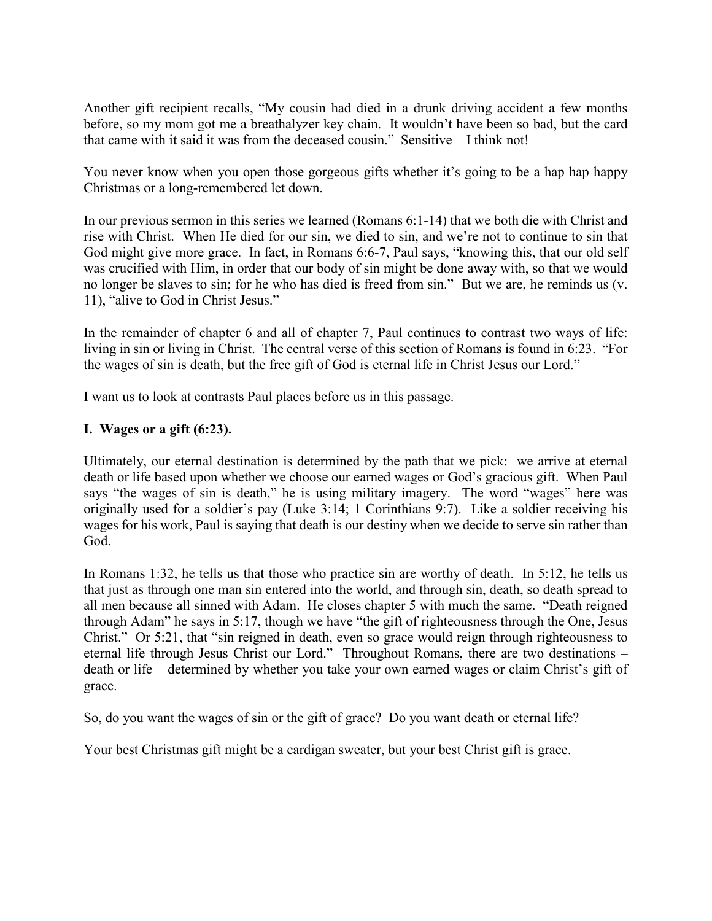Another gift recipient recalls, "My cousin had died in a drunk driving accident a few months before, so my mom got me a breathalyzer key chain. It wouldn't have been so bad, but the card that came with it said it was from the deceased cousin." Sensitive – I think not!

You never know when you open those gorgeous gifts whether it's going to be a hap hap happy Christmas or a long-remembered let down.

In our previous sermon in this series we learned (Romans 6:1-14) that we both die with Christ and rise with Christ. When He died for our sin, we died to sin, and we're not to continue to sin that God might give more grace. In fact, in Romans 6:6-7, Paul says, "knowing this, that our old self was crucified with Him, in order that our body of sin might be done away with, so that we would no longer be slaves to sin; for he who has died is freed from sin." But we are, he reminds us (v. 11), "alive to God in Christ Jesus."

In the remainder of chapter 6 and all of chapter 7, Paul continues to contrast two ways of life: living in sin or living in Christ. The central verse of this section of Romans is found in 6:23. "For the wages of sin is death, but the free gift of God is eternal life in Christ Jesus our Lord."

I want us to look at contrasts Paul places before us in this passage.

**I. Wages or a gift (6:23).**

Ultimately, our eternal destination is determined by the path that we pick: we arrive at eternal death or life based upon whether we choose our earned wages or God's gracious gift. When Paul says "the wages of sin is death," he is using military imagery. The word "wages" here was originally used for a soldier's pay (Luke 3:14; 1 Corinthians 9:7). Like a soldier receiving his wages for his work, Paul is saying that death is our destiny when we decide to serve sin rather than God.

In Romans 1:32, he tells us that those who practice sin are worthy of death. In 5:12, he tells us that just as through one man sin entered into the world, and through sin, death, so death spread to all men because all sinned with Adam. He closes chapter 5 with much the same. "Death reigned through Adam" he says in 5:17, though we have "the gift of righteousness through the One, Jesus Christ." Or 5:21, that "sin reigned in death, even so grace would reign through righteousness to eternal life through Jesus Christ our Lord." Throughout Romans, there are two destinations – death or life – determined by whether you take your own earned wages or claim Christ's gift of grace.

So, do you want the wages of sin or the gift of grace? Do you want death or eternal life?

Your best Christmas gift might be a cardigan sweater, but your best Christ gift is grace.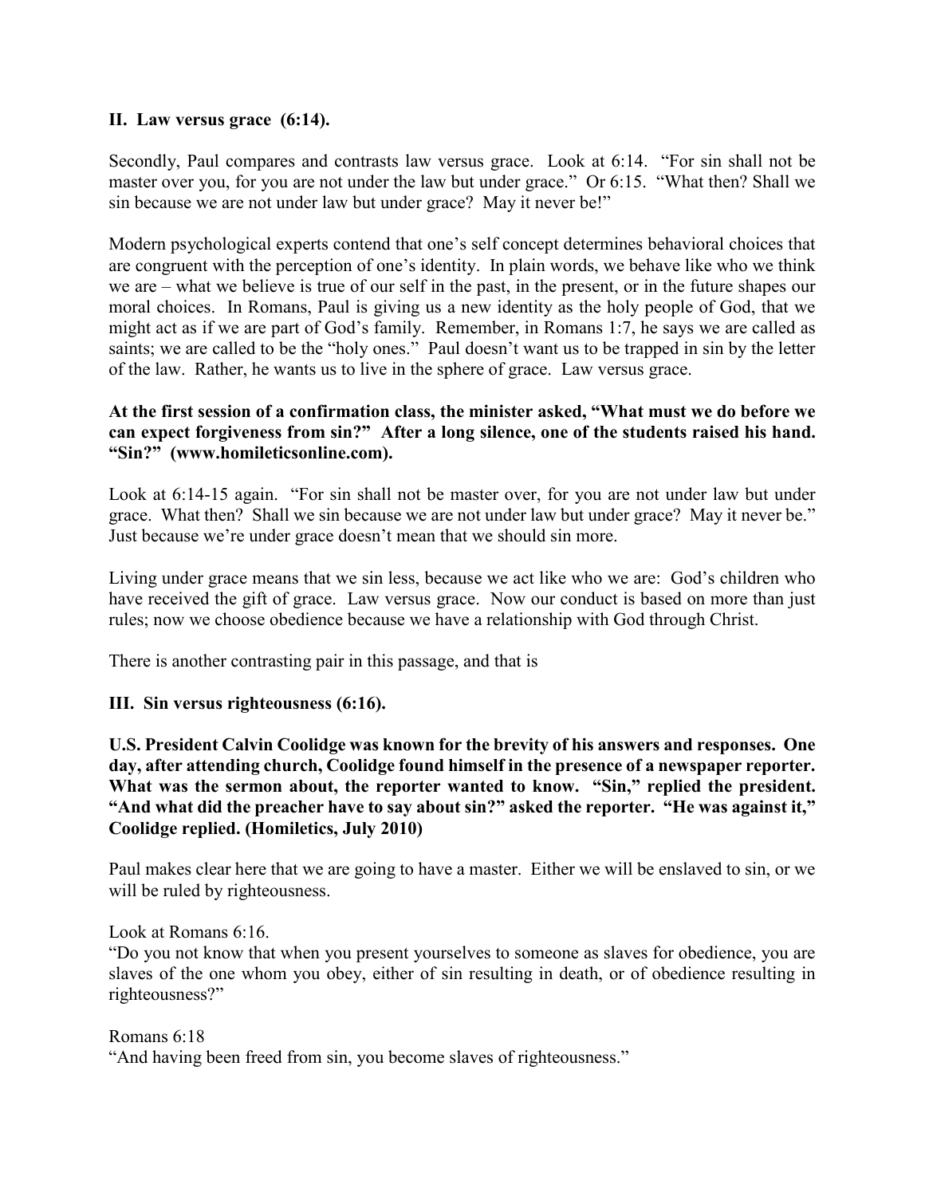**II. Law versus grace (6:14).**

Secondly, Paul compares and contrasts law versus grace. Look at 6:14. "For sin shall not be master over you, for you are not under the law but grace." Or 6:15. "What then? Shall we sin because we are not under law but under grace? May it never be!"

Modern psychological experts contend that one's self concept determines behavioral choices that are congruent with the perception of one's identity. In plain words, we behave like who we think we are – what we believe is true of our self in the past, in the present, or in the future shapes our moral choices. In Romans, Paul is giving us a new identity as the holy people of God, that we might act as if we are part of God's family. Remember, in Romans 1:7, he says we are called as saints; we are called to be the "holy ones." Paul doesn't want us to be trapped in sin by the letter of the law. Rather, he wants us to live in the sphere of grace. Law versus grace.

**At the first session of a confirmation class, the minister asked, "What must we do before we can expect forgiveness from sin?" After a long silence, one of the students raised his hand. "Sin?" (www.homileticsonline.com).**

Look at 6:14-15 again. "For sin shall not be master over, for you are not under law but under grace. What then? Shall we sin because we are not under law but under grace? May it never be." Just because we're under grace doesn't mean that we should sin more.

Living under grace means that we sin less, because we act like who we are: God's children who have received the gift of grace. Law versus grace. Now our conduct is based on more than just rules; now we choose obedience because we have a relationship with God through Christ.

There is another contrasting pair in this passage, and that is

**III. Sin versus righteousness (6:16).**

**U.S. President Calvin Coolidge was known for the brevity of his answers and responses. One day, after attending church, Coolidge found himself in the presence of a newspaper reporter. What was the sermon about, the reporter wanted to know. "Sin," replied the president. "And what did the preacher have to say about sin?" asked the reporter. "He was against it," Coolidge replied. (Homiletics, July 2010)**

Paul makes clear here that we are going to have a master. Either we will be enslaved to sin, or we will be ruled by righteousness.

Look at Romans 6:16.
"Do you not know that when you present yourselves to someone as slaves for obedience, you are slaves of the one whom you obey, either of sin resulting in death, or of obedience resulting in righteousness?"

Romans 6:18
"And having been freed from sin, you become slaves of righteousness."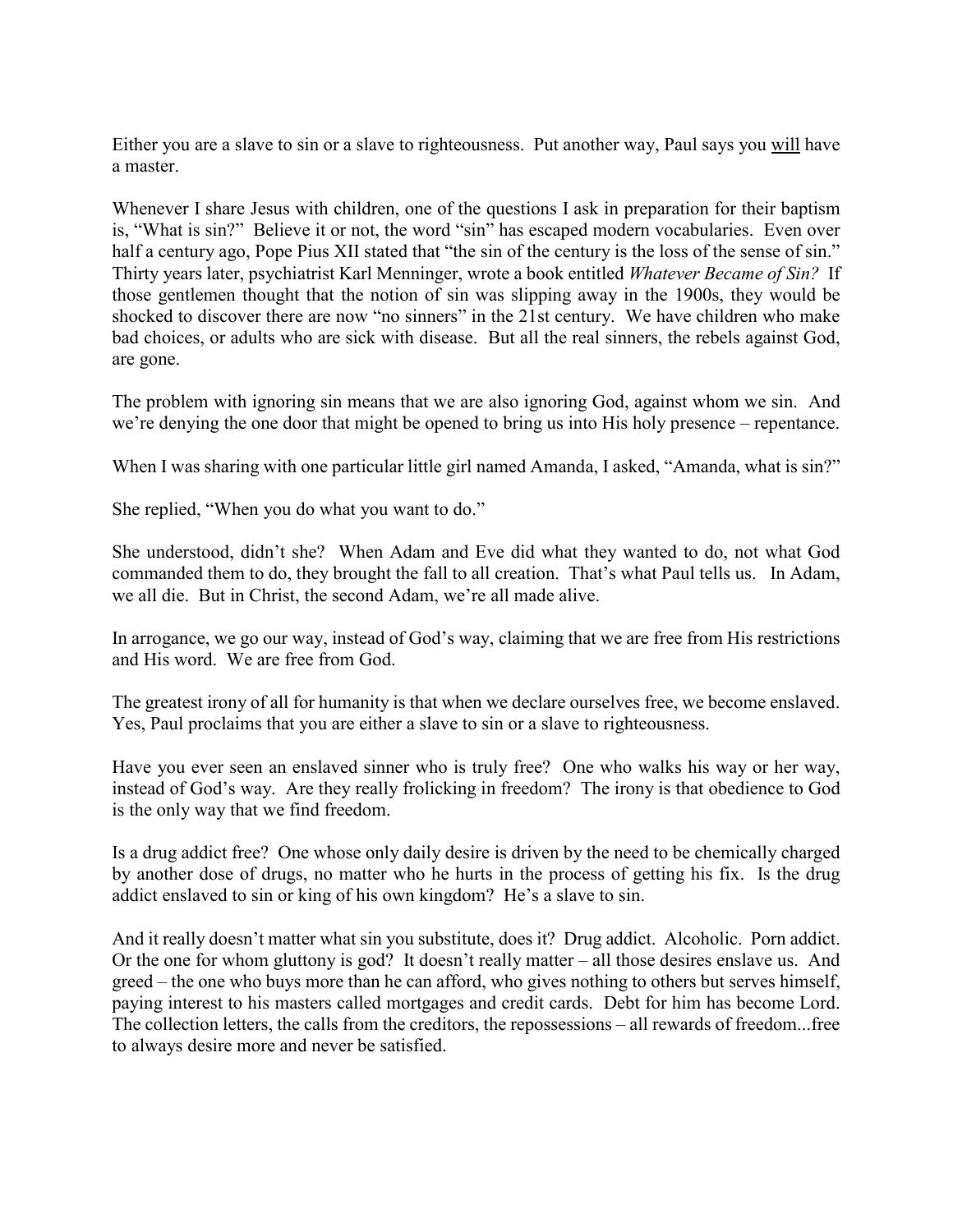Either you are a slave to sin or a slave to righteousness. Put another way, Paul says you <u>will</u> have a master.

Whenever I share Jesus with children, one of the questions I ask in preparation for their baptism is, "What is sin?" Believe it or not, the word "sin" has escaped modern vocabularies. Even over half a century ago, Pope Pius XII stated that "the sin of the century is the loss of the sense of sin." Thirty years later, psychiatrist Karl Menninger, wrote a book entitled *Whatever Became of Sin?* If those gentlemen thought that the notion of sin was slipping away in the 1900s, they would be shocked to discover there are now "no sinners" in the 21st century. We have children who make bad choices, or adults who are sick with disease. But all the real sinners, the rebels against God, are gone.

The problem with ignoring sin means that we are also ignoring God, against whom we sin. And we're denying the one door that might be opened to bring us into His holy presence – repentance.

When I was sharing with one particular little girl named Amanda, I asked, "Amanda, what is sin?"

She replied, "When you do what you want to do."

She understood, didn't she? When Adam and Eve did what they wanted to do, not what God commanded them to do, they brought the fall to all creation. That's what Paul tells us. In Adam, we all die. But in Christ, the second Adam, we're all made alive.

In arrogance, we go our way, instead of God's way, claiming that we are free from His restrictions and His word. We are free from God.

The greatest irony of all for humanity is that when we declare ourselves free, we become enslaved. Yes, Paul proclaims that you are either a slave to sin or a slave to righteousness.

Have you ever seen an enslaved sinner who is truly free? One who walks his way or her way, instead of God's way. Are they really frolicking in freedom? The irony is that obedience to God is the only way that we find freedom.

Is a drug addict free? One whose only daily desire is driven by the need to be chemically charged by another dose of drugs, no matter who he hurts in the process of getting his fix. Is the drug addict enslaved to sin or king of his own kingdom? He's a slave to sin.

And it really doesn't matter what sin you substitute, does it? Drug addict. Alcoholic. Porn addict. Or the one for whom gluttony is god? It doesn't really matter – all those desires enslave us. And greed – the one who buys more than he can afford, who gives nothing to others but serves himself, paying interest to his masters called mortgages and credit cards. Debt for him has become Lord. The collection letters, the calls from the creditors, the repossessions – all rewards of freedom...free to always desire more and never be satisfied.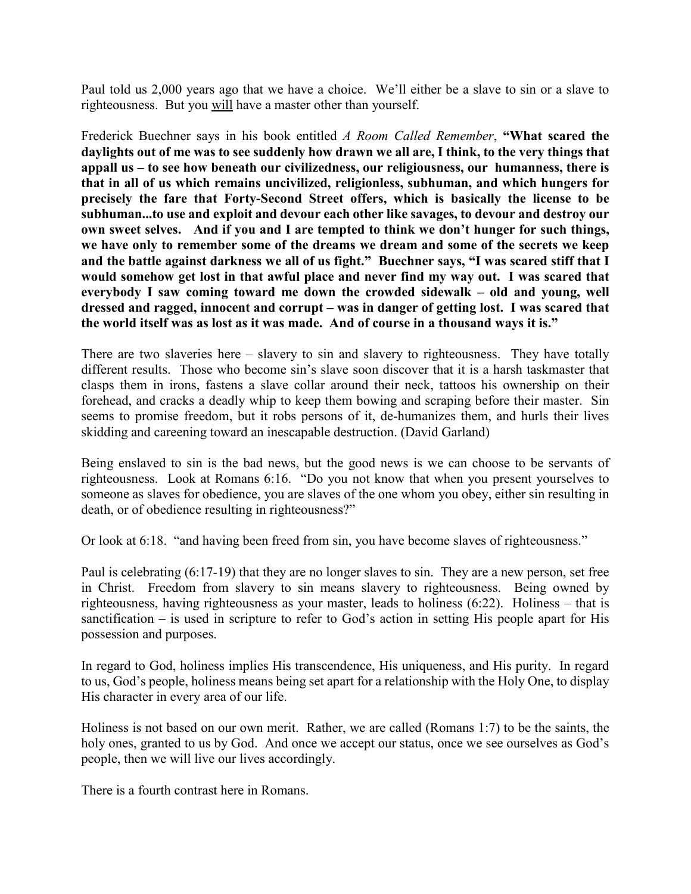Paul told us 2,000 years ago that we have a choice. We'll either be a slave to sin or a slave to righteousness. But you <u>will</u> have a master other than yourself.

Frederick Buechner says in his book entitled *A Room Called Remember*, **"What scared the daylights out of me was to see suddenly how drawn we all are, I think, to the very things that appall us – to see how beneath our civilizedness, our religiousness, our humanness, there is that in all of us which remains uncivilized, religionless, subhuman, and which hungers for precisely the fare that Forty-Second Street offers, which is basically the license to be subhuman...to use and exploit and devour each other like savages, to devour and destroy our own sweet selves. And if you and I are tempted to think we don't hunger for such things, we have only to remember some of the dreams we dream and some of the secrets we keep and the battle against darkness we all of us fight." Buechner says, "I was scared stiff that I would somehow get lost in that awful place and never find my way out. I was scared that everybody I saw coming toward me down the crowded sidewalk – old and young, well dressed and ragged, innocent and corrupt – was in danger of getting lost. I was scared that the world itself was as lost as it was made. And of course in a thousand ways it is."**

There are two slaveries here – slavery to sin and slavery to righteousness. They have totally different results. Those who become sin's slave soon discover that it is a harsh taskmaster that clasps them in irons, fastens a slave collar around their neck, tattoos his ownership on their forehead, and cracks a deadly whip to keep them bowing and scraping before their master. Sin seems to promise freedom, but it robs persons of it, de-humanizes them, and hurls their lives skidding and careening toward an inescapable destruction. (David Garland)

Being enslaved to sin is the bad news, but the good news is we can choose to be servants of righteousness. Look at Romans 6:16. "Do you not know that when you present yourselves to someone as slaves for obedience, you are slaves of the one whom you obey, either sin resulting in death, or of obedience resulting in righteousness?"

Or look at 6:18. "and having been freed from sin, you have become slaves of righteousness."

Paul is celebrating (6:17-19) that they are no longer slaves to sin. They are a new person, set free in Christ. Freedom from slavery to sin means slavery to righteousness. Being owned by righteousness, having righteousness as your master, leads to holiness (6:22). Holiness – that is sanctification – is used in scripture to refer to God's action in setting His people apart for His possession and purposes.

In regard to God, holiness implies His transcendence, His uniqueness, and His purity. In regard to us, God's people, holiness means being set apart for a relationship with the Holy One, to display His character in every area of our life.

Holiness is not based on our own merit. Rather, we are called (Romans 1:7) to be the saints, the holy ones, granted to us by God. And once we accept our status, once we see ourselves as God's people, then we will live our lives accordingly.

There is a fourth contrast here in Romans.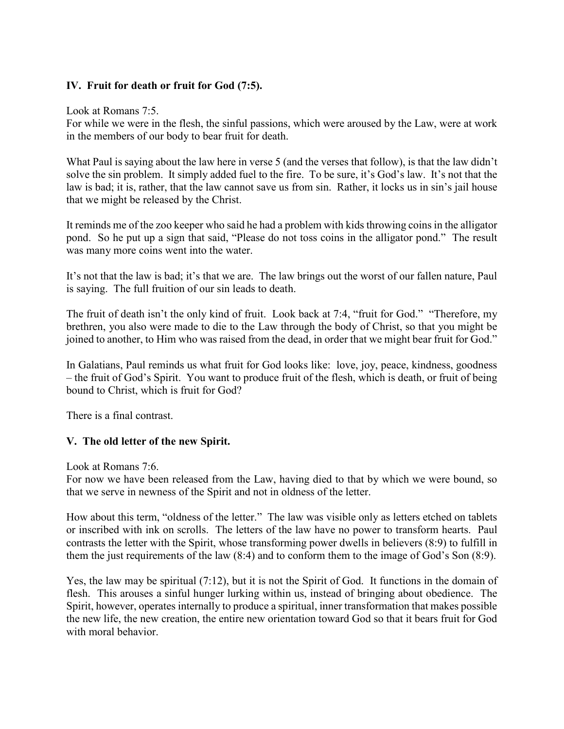### IV. Fruit for death or fruit for God (7:5).

Look at Romans 7:5.
For while we were in the flesh, the sinful passions, which were aroused by the Law, were at work in the members of our body to bear fruit for death.

What Paul is saying about the law here in verse 5 (and the verses that follow), is that the law didn't solve the sin problem. It simply added fuel to the fire. To be sure, it's God's law. It's not that the law is bad; it is, rather, that the law cannot save us from sin. Rather, it locks us in sin's jail house that we might be released by the Christ.

It reminds me of the zoo keeper who said he had a problem with kids throwing coins in the alligator pond. So he put up a sign that said, "Please do not toss coins in the alligator pond." The result was many more coins went into the water.

It's not that the law is bad; it's that we are. The law brings out the worst of our fallen nature, Paul is saying. The full fruition of our sin leads to death.

The fruit of death isn't the only kind of fruit. Look back at 7:4, "fruit for God." "Therefore, my brethren, you also were made to die to the Law through the body of Christ, so that you might be joined to another, to Him who was raised from the dead, in order that we might bear fruit for God."

In Galatians, Paul reminds us what fruit for God looks like: love, joy, peace, kindness, goodness – the fruit of God's Spirit. You want to produce fruit of the flesh, which is death, or fruit of being bound to Christ, which is fruit for God?

There is a final contrast.

### V. The old letter of the new Spirit.

Look at Romans 7:6.
For now we have been released from the Law, having died to that by which we were bound, so that we serve in newness of the Spirit and not in oldness of the letter.

How about this term, "oldness of the letter." The law was visible only as letters etched on tablets or inscribed with ink on scrolls. The letters of the law have no power to transform hearts. Paul contrasts the letter with the Spirit, whose transforming power dwells in believers (8:9) to fulfill in them the just requirements of the law (8:4) and to conform them to the image of God's Son (8:9).

Yes, the law may be spiritual (7:12), but it is not the Spirit of God. It functions in the domain of flesh. This arouses a sinful hunger lurking within us, instead of bringing about obedience. The Spirit, however, operates internally to produce a spiritual, inner transformation that makes possible the new life, the new creation, the entire new orientation toward God so that it bears fruit for God with moral behavior.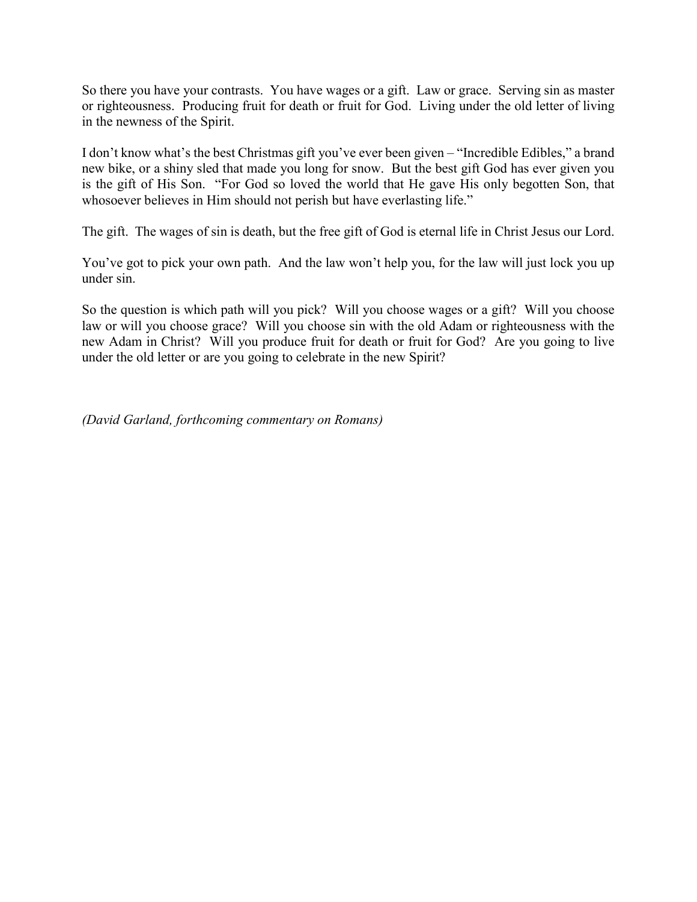So there you have your contrasts. You have wages or a gift. Law or grace. Serving sin as master or righteousness. Producing fruit for death or fruit for God. Living under the old letter of living in the newness of the Spirit.

I don't know what's the best Christmas gift you've ever been given – "Incredible Edibles," a brand new bike, or a shiny sled that made you long for snow. But the best gift God has ever given you is the gift of His Son. "For God so loved the world that He gave His only begotten Son, that whosoever believes in Him should not perish but have everlasting life."

The gift. The wages of sin is death, but the free gift of God is eternal life in Christ Jesus our Lord.

You've got to pick your own path. And the law won't help you, for the law will just lock you up under sin.

So the question is which path will you pick? Will you choose wages or a gift? Will you choose law or will you choose grace? Will you choose sin with the old Adam or righteousness with the new Adam in Christ? Will you produce fruit for death or fruit for God? Are you going to live under the old letter or are you going to celebrate in the new Spirit?

*(David Garland, forthcoming commentary on Romans)*